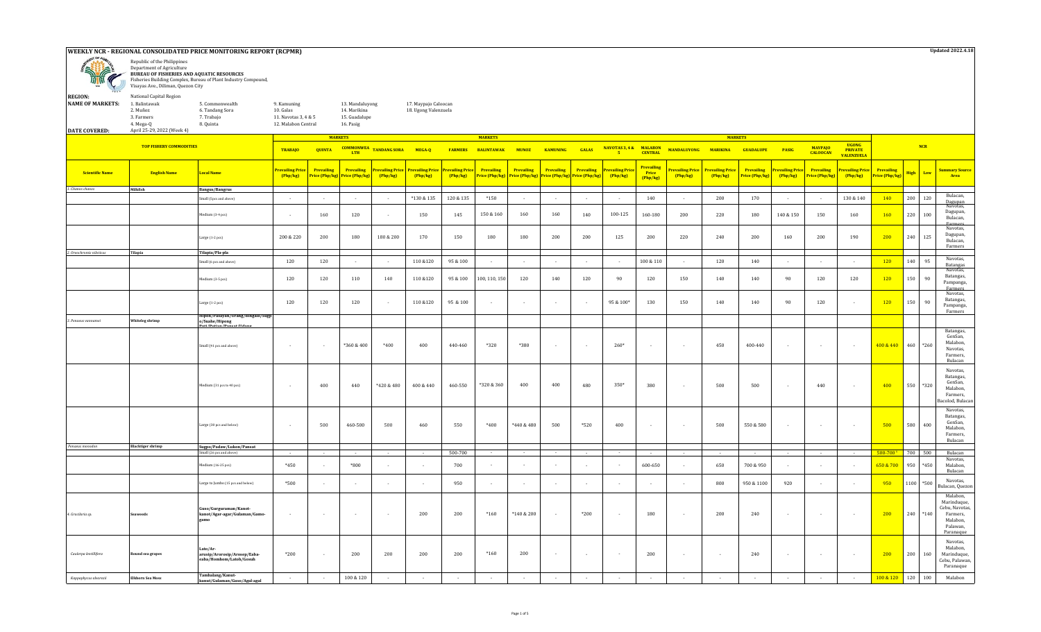# WEEKLY NCR - REGIONAL CONSOLIDATED PRICE MONITORING REPORT (RCPMR)

Updated 2022.4.18

Republic of the Philippines
Department of Agriculture
**BUREAU OF FISHERIES AND AQUATIC RESOURCES**
Fisheries Building Complex, Bureau of Plant Industry Compound,
Visayas Ave., Diliman, Quezon City

**REGION:** National Capital Region

**NAME OF MARKETS:**

| | | | | |
|---|---|---|---|---|
| 1. Balintawak | 5. Commonwealth | 9. Kamuning | 13. Mandaluyong | 17. Maypajo Caloocan |
| 2. Muñoz | 6. Tandang Sora | 10. Galas | 14. Marikina | 18. Ugong Valenzuela |
| 3. Farmers | 7. Trabajo | 11. Navotas 3, 4 & 5 | 15. Guadalupe | |
| 4. Mega-Q | 8. Quinta | 12. Malabon Central | 16. Pasig | |

**DATE COVERED:** April 25-29, 2022 (Week 4)

| TOP FISHERY COMMODITIES | | | TRABAJO | QUINTA | COMMONWEALTH | TANDANG SORA | MEGA-Q | FARMERS | BALINTAWAK | MUNOZ | KAMUNING | GALAS | NAVOTAS 3, 4 & 5 | MALABON CENTRAL | MANDALUYONG | MARIKINA | GUADALUPE | PASIG | MAYPAJO CALOOCAN | UGONG PRIVATE VALENZUELA | NCR | | | |
|---|---|---|---|---|---|---|---|---|---|---|---|---|---|---|---|---|---|---|---|---|---|---|---|---|
| **Scientific Name** | **English Name** | **Local Name** | Prevailing Price (Php/kg) | Prevailing Price (Php/kg) | Prevailing Price (Php/kg) | Prevailing Price (Php/kg) | Prevailing Price (Php/kg) | Prevailing Price (Php/kg) | Prevailing Price (Php/kg) | Prevailing Price (Php/kg) | Prevailing Price (Php/kg) | Prevailing Price (Php/kg) | Prevailing Price (Php/kg) | Prevailing Price (Php/kg) | Prevailing Price (Php/kg) | Prevailing Price (Php/kg) | Prevailing Price (Php/kg) | Prevailing Price (Php/kg) | Prevailing Price (Php/kg) | Prevailing Price (Php/kg) | Prevailing Price (Php/kg) | High | Low | Summary Source Area |
| 1. Chanos chanos | Milkfish | Bangus/Bangrus | | | | | | | | | | | | | | | | | | | | | | |
| | | Small (5pcs and above) | - | - | - | - | *130 & 135 | 120 & 135 | *150 | - | - | - | - | 140 | - | 200 | 170 | - | - | 130 & 140 | 140 | 200 | 120 | Bulacan, Dagupan |
| | | Medium (3-4 pcs) | - | 160 | 120 | - | 150 | 145 | 150 & 160 | 160 | 160 | 140 | 100-125 | 160-180 | 200 | 220 | 180 | 140 & 150 | 150 | 160 | 160 | 220 | 100 | Navotas, Dagupan, Bulacan, Farmers |
| | | Large (1-2 pcs) | 200 & 220 | 200 | 180 | 180 & 200 | 170 | 150 | 180 | 180 | 200 | 200 | 125 | 200 | 220 | 240 | 200 | 160 | 200 | 190 | 200 | 240 | 125 | Navotas, Dagupan, Bulacan, Farmers |
| 2. Oreochromis niloticus | Tilapia | Tilapia/Pla-pla | | | | | | | | | | | | | | | | | | | | | | |
| | | Small (6 pcs and above) | 120 | 120 | - | - | 110 &120 | 95 & 100 | - | - | - | - | - | 100 & 110 | - | 120 | 140 | - | - | - | 120 | 140 | 95 | Navotas, Batangas |
| | | Medium (3-5 pcs) | 120 | 120 | 110 | 140 | 110 &120 | 95 & 100 | 100, 110, 150 | 120 | 140 | 120 | 90 | 120 | 150 | 140 | 140 | 90 | 120 | 120 | 120 | 150 | 90 | Navotas, Batangas, Pampanga, Farmers |
| | | Large (1-2 pcs) | 120 | 120 | 120 | - | 110 &120 | 95 & 100 | - | - | - | - | 95 & 100* | 130 | 150 | 140 | 140 | 90 | 120 | - | 120 | 150 | 90 | Navotas, Batangas, Pampanga, Farmers |
| 3. Penaeus vannamei | Whiteleg shrimp | Hipon/Pasayan/Urang/Bingkin/Sugpo/Suahe/Hipong Puti/Potian/Pasayan/Dalagang... | | | | | | | | | | | | | | | | | | | | | | |
| | | Small (41 pcs and above) | - | - | *360 & 400 | *400 | 400 | 440-460 | *320 | *380 | - | - | 260* | - | - | 450 | 400-440 | - | - | - | 400 & 440 | 460 | *260 | Batangas, GenSan, Malabon, Navotas, Farmers, Bulacan |
| | | Medium (31 pcs to 40 pcs) | - | 400 | 440 | *420 & 480 | 400 & 440 | 460-550 | *320 & 360 | 400 | 400 | 480 | 350* | 380 | - | 500 | 500 | - | 440 | - | 400 | 550 | *320 | Navotas, Batangas, GenSan, Malabon, Farmers, Bacolod, Bulacan |
| | | Large (30 pcs and below) | - | 500 | 460-500 | 500 | 460 | 550 | *400 | *440 & 480 | 500 | *520 | 400 | - | - | 500 | 550 & 580 | - | - | - | 500 | 580 | 400 | Navotas, Batangas, GenSan, Malabon, Farmers, Bulacan |
| Penaeus monodon | Blacktiger shrimp | Sugpo/Padaw/Lukon/Pansat | | | | | | | | | | | | | | | | | | | | | | |
| | | Small (26 pcs and above) | - | - | - | - | - | 500-700 | - | - | - | - | - | - | - | - | - | - | - | - | 500-700 * | 700 | 500 | Bulacan |
| | | Medium (16-25 pcs) | *450 | - | *800 | - | - | 700 | - | - | - | - | - | 600-650 | - | 650 | 700 & 950 | - | - | - | 650 & 700 | 950 | *450 | Navotas, Malabon, Bulacan |
| | | Large to Jumbo (15 pcs and below) | *500 | - | - | - | - | 950 | - | - | - | - | - | - | - | 800 | 950 & 1100 | 920 | - | - | 950 | 1100 | *500 | Navotas, Bulacan, Quezon |
| 4. Gracilaria sp. | Seaweeds | Guso/Gurguraman/Kanot-kanot/Agar-agar/Gulaman/Gamo-gamo | - | - | - | - | 200 | 200 | *160 | *140 & 200 | - | *200 | - | 180 | - | 200 | 240 | - | - | - | 200 | 240 | *140 | Malabon, Marinduque, Cebu, Navotas, Farmers, Malabon, Palawan, Paranaque |
| Caulerpa lentillifera | Round sea grapes | Lato/Ar-arusip/Ararosip/Arosep/Eaba-eaba/Hombom/Latoh/Gosoh | *200 | - | 200 | 200 | 200 | 200 | *160 | 200 | - | - | - | 200 | - | - | 240 | - | - | - | 200 | 200 | 160 | Navotas, Malabon, Marinduque, Cebu, Palawan, Paranaque |
| Kappaphycus alvarezii | Elkhorn Sea Moss | Tambalang/Kanot-kanot/Gulaman/Guso/Agal-agal | - | - | 100 & 120 | - | - | - | - | - | - | - | - | - | - | - | - | - | - | - | 100 & 120 | 120 | 100 | Malabon |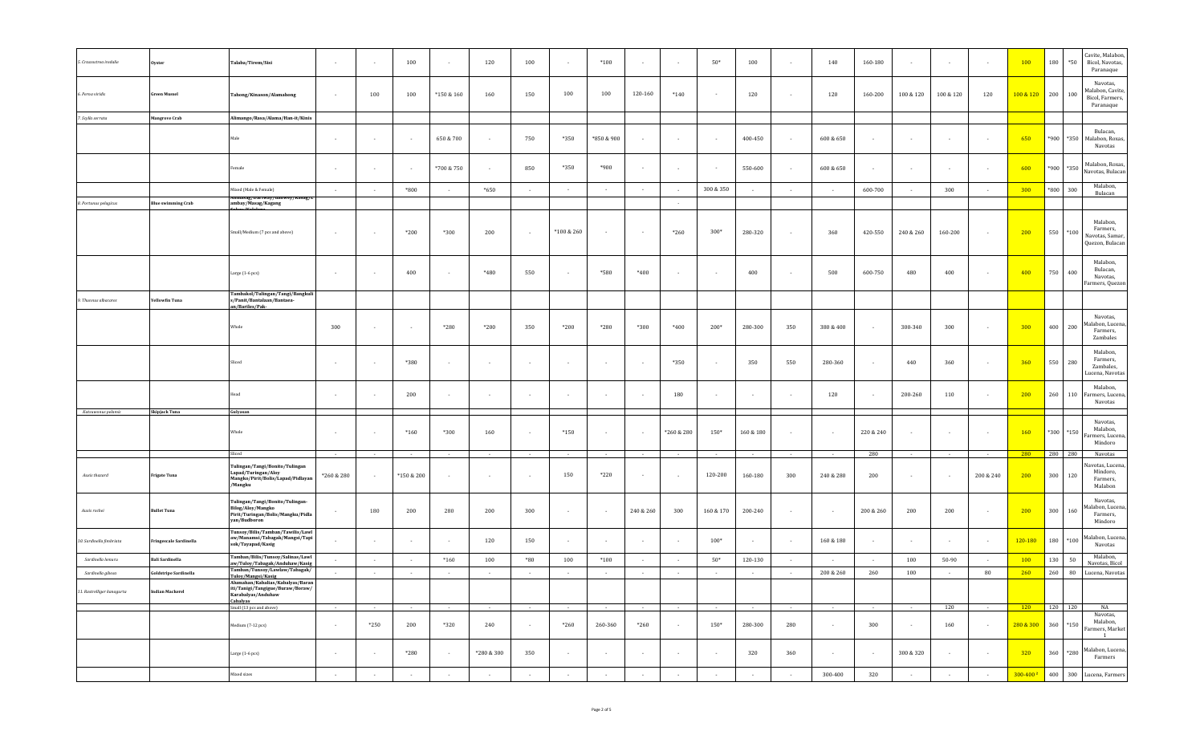| | | | | | | | | | | | | | | | | | | | | | | | | |
|---|---|---|---|---|---|---|---|---|---|---|---|---|---|---|---|---|---|---|---|---|---|---|---|---|
| *5. Crassostrea iredalie* | **Oyster** | **Talaba/Tirem/Sisi** | - | - | 100 | - | 120 | 100 | - | *100 | - | - | 50* | 100 | - | 140 | 160-180 | - | - | - | 100 | 180 | *50 | Cavite, Malabon, Bicol, Navotas, Paranaque |
| *6. Perna viridis* | **Green Mussel** | **Tahong/Kinason/Alamahong** | - | 100 | 100 | *150 & 160 | 160 | 150 | 100 | 100 | 120-160 | *140 | - | 120 | - | 120 | 160-200 | 100 & 120 | 100 & 120 | 120 | 100 & 120 | 200 | 100 | Navotas, Malabon, Cavite, Bicol, Farmers, Paranaque |
| *7. Sylla serrata* | **Mangrove Crab** | **Alimango/Rasa/Alama/Han-it/Kinis** | | | | | | | | | | | | | | | | | | | | | | |
| | | Male | - | - | - | 650 & 700 | - | 750 | *350 | *850 & 900 | - | - | - | 400-450 | - | 600 & 650 | - | - | - | - | 650 | *900 | *350 | Bulacan, Malabon, Roxas, Navotas |
| | | Female | - | - | - | *700 & 750 | - | 850 | *350 | *900 | - | - | - | 550-600 | - | 600 & 650 | - | - | - | - | 600 | *900 | *350 | Malabon, Roxas, Navotas, Bulacan |
| | | Mixed (Male & Female) | - | - | *800 | - | *650 | - | - | - | - | - | 300 & 350 | - | - | - | 600-700 | - | 300 | - | 300 | *800 | 300 | Malabon, Bulacan |
| *8. Portunus pelagicus* | **Blue swimming Crab** | **Alimasag/Dariway/Lambay/Kasag/Kambay/Masag/Kagang** | | | | | | | | | | - | | | | | | | | | | | | |
| | | Small/Medium (7 pcs and above) | - | - | *200 | *300 | 200 | - | *100 & 260 | - | - | *260 | 300* | 280-320 | - | 360 | 420-550 | 240 & 260 | 160-200 | - | 200 | 550 | *100 | Malabon, Farmers, Navotas, Samar, Quezon, Bulacan |
| | | Large (1-6 pcs) | - | - | 400 | - | *480 | 550 | - | *580 | *400 | - | - | 400 | - | 500 | 600-750 | 480 | 400 | - | 400 | 750 | 400 | Malabon, Bulacan, Navotas, Farmers, Quezon |
| *9. Thunnus albacares* | **Yellowfin Tuna** | **Tambakol/Tulingan/Tangi/Bangkulis/Panit/Bantalaan/Bantaen-an/Bariles/Pak-** | | | | | | | | | | | | | | | | | | | | | | |
| | | Whole | 300 | - | - | *280 | *200 | 350 | *200 | *280 | *300 | *400 | 200* | 280-300 | 350 | 380 & 400 | - | 300-340 | 300 | - | 300 | 400 | 200 | Navotas, Malabon, Lucena, Farmers, Zambales |
| | | Sliced | - | - | *380 | - | - | - | - | - | - | *350 | - | 350 | 550 | 280-360 | - | 440 | 360 | - | 360 | 550 | 280 | Malabon, Farmers, Zambales, Lucena, Navotas |
| | | Head | - | - | 200 | - | - | - | - | - | - | 180 | - | - | - | 120 | - | 200-260 | 110 | - | 200 | 260 | 110 | Malabon, Farmers, Lucena, Navotas |
| *Katsuwonus pelamis* | **Skipjack Tuna** | **Gulyasan** | | | | | | | | | | | | | | | | | | | | | | |
| | | Whole | - | - | *160 | *300 | 160 | - | *150 | - | - | *260 & 280 | 150* | 160 & 180 | - | - | 220 & 240 | - | - | - | 160 | *300 | *150 | Navotas, Malabon, Farmers, Lucena, Mindoro |
| | | Sliced | - | - | - | - | - | - | - | - | - | - | - | - | - | - | 280 | - | - | - | 280 | 280 | 280 | Navotas |
| *Auxis thazard* | **Frigate Tuna** | **Tulingan/Tangi/Bonito/Tulingan Lapad/Turingan/Aloy Mangko/Pirit/Bolis/Lapad/Pidlayan /Mangku** | *260 & 280 | - | *150 & 200 | - | - | - | 150 | *220 | - | - | 120-200 | 160-180 | 300 | 240 & 280 | 200 | - | - | 200 & 240 | 200 | 300 | 120 | Navotas, Lucena, Mindoro, Farmers, Malabon |
| *Auxis rochei* | **Bullet Tuna** | **Tulingan/Tangi/Bonito/Tulingan-Bilog/Aloy/Mangko Pirit/Turingan/Bolis/Mangku/Pidlayan/Budboron** | - | 180 | 200 | 280 | 200 | 300 | - | - | 240 & 260 | 300 | 160 & 170 | 200-240 | - | - | 200 & 260 | 200 | 200 | - | 200 | 300 | 160 | Navotas, Malabon, Lucena, Farmers, Mindoro |
| *10. Sardinella fimbriata* | **Fringescale Sardinella** | **Tunsoy/Bilis/Tamban/Tawilis/Lawlaw/Manansi/Tabagak/Mangsi/Tapisok/Tayapad/Kasig** | - | - | - | - | 120 | 150 | - | - | - | - | 100* | - | - | 160 & 180 | - | - | - | - | 120-180 | 180 | *100 | Malabon, Lucena, Navotas |
| *Sardinella lemuru* | **Bali Sardinella** | **Tamban/Bilis/Tunsoy/Salinas/Lawlaw/Tuloy/Tabagak/Anduhaw/Kasig** | - | - | - | *160 | 100 | *80 | 100 | *100 | - | - | 50* | 120-130 | - | - | - | 100 | 50-90 | - | 100 | 130 | 50 | Malabon, Navotas, Bicol |
| *Sardinella gibosa* | **Goldstripe Sardinella** | **Tamban/Tunsoy/Lawlaw/Tabagak/Tuloy/Mangsi/Kasig** | - | - | - | - | - | - | - | - | - | - | - | - | - | 200 & 260 | 260 | 100 | - | 80 | 260 | 260 | 80 | Lucena, Navotas |
| *11. Rastrelliger kanagurta* | **Indian Mackerel** | **Alumahan/Kabalias/Kabalyas/Barariti/Tanigi/Tangigue/Buraw/Boraw/Karabalyas/Anduhaw Cabalyas** | | | | | | | | | | | | | | | | | | | | | | |
| | | Small (13 pcs and above) | - | - | - | - | - | - | - | - | - | - | - | - | - | - | - | - | 120 | - | 120 | 120 | 120 | NA |
| | | Medium (7-12 pcs) | - | *250 | 200 | *320 | 240 | - | *260 | 260-360 | *260 | - | 150* | 280-300 | 280 | - | 300 | - | 160 | - | 280 & 300 | 360 | *150 | Navotas, Malabon, Farmers, Market 1 |
| | | Large (1-6 pcs) | - | - | *280 | - | *280 & 300 | 350 | - | - | - | - | - | 320 | 360 | - | - | 300 & 320 | - | - | 320 | 360 | *280 | Malabon, Lucena, Farmers |
| | | Mixed sizes | - | - | - | - | - | - | - | - | - | - | - | - | - | 300-400 | 320 | - | - | - | 300-400[2] | 400 | 300 | Lucena, Farmers |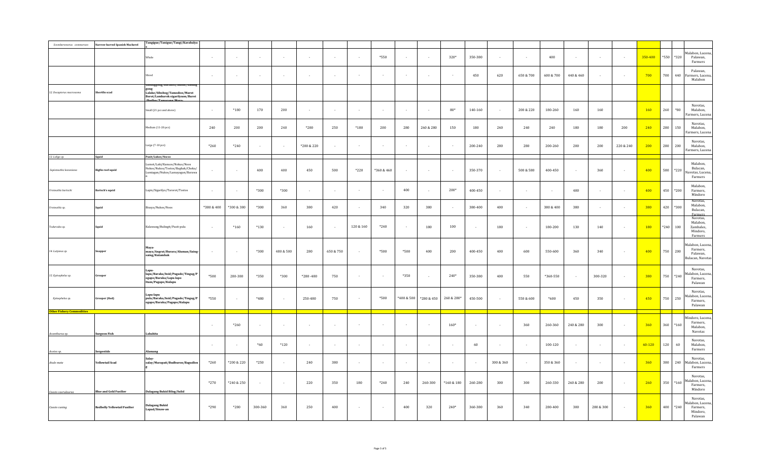| | | | | | | | | | | | | | | | | | | | | | | | | |
|---|---|---|---|---|---|---|---|---|---|---|---|---|---|---|---|---|---|---|---|---|---|---|---|---|
| *Scomberomorus commerson* | Narrow-barred Spanish Mackerel | Tangigue/Tanigue/Tangi/Karabalyas | | | | | | | | | | | | | | | | | | | | | | |
| | | Whole | - | - | - | - | - | - | - | *550 | - | - | 320* | 350-380 | - | - | 400 | - | - | - | 350-400 | *550 | *320 | Malabon, Lucena, Palawan, Farmers |
| | | Sliced | - | - | - | - | - | - | - | - | - | - | - | 450 | 620 | 650 & 700 | 600 & 700 | 440 & 460 | - | - | 700 | 700 | 440 | Palawan, Farmers, Lucena, Malabon |
| *12. Decapterus macrosoma* | Shortfin scad | Galunggong/Baraslo/Burot/Galunggong Lalake/Sibobog/Tamodios/Marot Burot/Lambarok sigarilyuon/Buroi/Budlay/Tamarong/Moro- | | | | | | | | | | | | | | | | | | | | | | |
| | | Small (21 pcs and above) | - | *180 | 170 | 200 | - | - | - | - | - | - | 80* | 140-160 | - | 200 & 220 | 180-260 | 160 | 160 | | 160 | 260 | *80 | Navotas, Malabon, Farmers, Lucena |
| | | Medium (11-20 pcs) | 240 | 200 | 200 | 240 | *200 | 250 | *180 | 200 | 280 | 260 & 280 | 150 | 180 | 240 | 240 | 240 | 180 | 180 | 200 | 240 | 280 | 150 | Navotas, Malabon, Farmers, Lucena |
| | | Large (7-10 pcs) | *260 | *240 | - | - | *200 & 220 | - | - | - | - | - | - | 200-240 | 280 | 280 | 200-260 | 200 | 200 | 220 & 240 | 200 | 280 | 200 | Navotas, Malabon, Farmers, Lucena |
| *13. Loligo sp.* | Squid | Pusit/Lukos/Nocos | | | | | | | | | | | | | | | | | | | | | | |
| *Sepioteuthis lessoniana* | Bigfin reef squid | Lumot/Laki/Namos/Nokus/Noos Nokos/Nukos/Tostos/Bagkak/Choka/Lumigan/Nukos/Lamayagan/Barawan | - | - | 400 | 400 | 450 | 500 | *220 | *360 & 460 | - | - | - | 350-370 | - | 500 & 580 | 400-450 | - | 360 | - | 400 | 580 | *220 | Malabon, Bulacan, Navotas, Lucena, Farmers |
| *Uroteuthis bartschi* | Bartsch's squid | Lapis/Sigarilyo/Tarorot/Tostos | - | - | *300 | *300 | - | - | - | - | 400 | - | 200* | 400-450 | - | - | - | 400 | - | - | 400 | 450 | *200 | Malabon, Farmers, Mindoro |
| *Uroteuthis sp.* | Squid | Bisaya/Nukos/Noos | *380 & 400 | *300 & 380 | *300 | 360 | 380 | 420 | - | 340 | 320 | 380 | - | 380-400 | 400 | - | 380 & 400 | 380 | - | - | 380 | 420 | *300 | Navotas, Malabon, Bulacan, Farmers |
| *Todarodes sp* | Squid | Kalawang/Bulingit/Pusit-pula | - | *160 | *130 | - | 160 | - | 120 & 160 | *240 | - | 180 | 100 | - | 180 | - | 180-200 | 130 | 140 | - | 180 | *240 | 100 | Navotas, Malabon, Zambales, Mindoro, Farmers |
| *14. Lutjanus sp.* | Snapper | Maya-maya/Angrat/Burara/Aluman/Saing-saing/Kutambak | - | - | *300 | 480 & 500 | 280 | 650 & 750 | - | *500 | *500 | 400 | 200 | 400-450 | 400 | 600 | 550-600 | 360 | 340 | - | 400 | 750 | 200 | Malabon, Lucena, Farmers, Palawan, Bulacan, Navotas |
| *15. Epinephelus sp.* | Grouper | Lapu-lapu/Baraka/Inid/Pugado/Tingag/Pugapo/Baraka/Lapu-lapo Itum/Pugapo/Kulapu | *500 | 280-380 | *350 | *300 | *280 -480 | 750 | - | - | *350 | - | 240* | 350-380 | 400 | 550 | *360-550 | - | 300-320 | - | 380 | 750 | *240 | Navotas, Malabon, Lucena, Farmers, Palawan |
| *Epinephelus sp.* | Grouper (Red) | Lapu-lapu pula/Baraka/Inid/Pugado/Tingag/Pugapo/Baraka/Pugapo/Kulapu | *550 | - | *480 | - | 250-480 | 750 | - | *500 | *400 & 500 | *280 & 450 | 260 & 280* | 450-500 | - | 550 & 600 | *600 | 450 | 350 | - | 450 | 750 | 250 | Navotas, Malabon, Lucena, Farmers, Palawan |
| **Other Fishery Commodities** | | | | | | | | | | | | | | | | | | | | | | | | |
| *Acanthurus sp.* | Surgeon Fish | Labahita | - | *260 | - | - | - | - | - | - | - | - | 160* | - | - | 360 | 260-360 | 240 & 280 | 300 | - | 360 | 360 | *160 | Mindoro, Lucena, Farmers, Malabon, Navotas |
| *Acetes sp.* | Sergestids | Alamang | - | - | *60 | *120 | - | - | - | - | - | - | - | 60 | - | - | 100-120 | - | - | - | 60-120 | 120 | 60 | Navotas, Malabon, Farmers |
| *Atule mate* | Yellowtail Scad | Salay-salay/Marapati/Budburon/Bagudlong | *260 | *200 & 220 | *250 | - | 240 | 380 | - | - | - | - | - | - | 300 & 360 | - | 350 & 360 | - | - | - | 360 | 380 | 240 | Navotas, Malabon, Lucena, Farmers |
| *Caesio caerulaurea* | Blue and Gold Fusilier | Dalagang Bukid Bilog/Solid | *270 | *240 & 250 | - | - | 220 | 350 | 180 | *240 | 240 | 260-300 | *160 & 180 | 260-280 | 300 | 300 | 260-330 | 260 & 280 | 200 | - | 260 | 350 | *160 | Navotas, Malabon, Lucena, Farmers, Mindoro |
| *Caesio cuning* | Redbelly Yellowtail Fusilier | Dalagang Bukid Lapad/Sinaw-an | *290 | *280 | 300-360 | 360 | 250 | 400 | - | - | 400 | 320 | 240* | 360-380 | 360 | 340 | 280-400 | 300 | 280 & 300 | - | 360 | 400 | *240 | Navotas, Malabon, Lucena, Farmers, Mindoro, Palawan |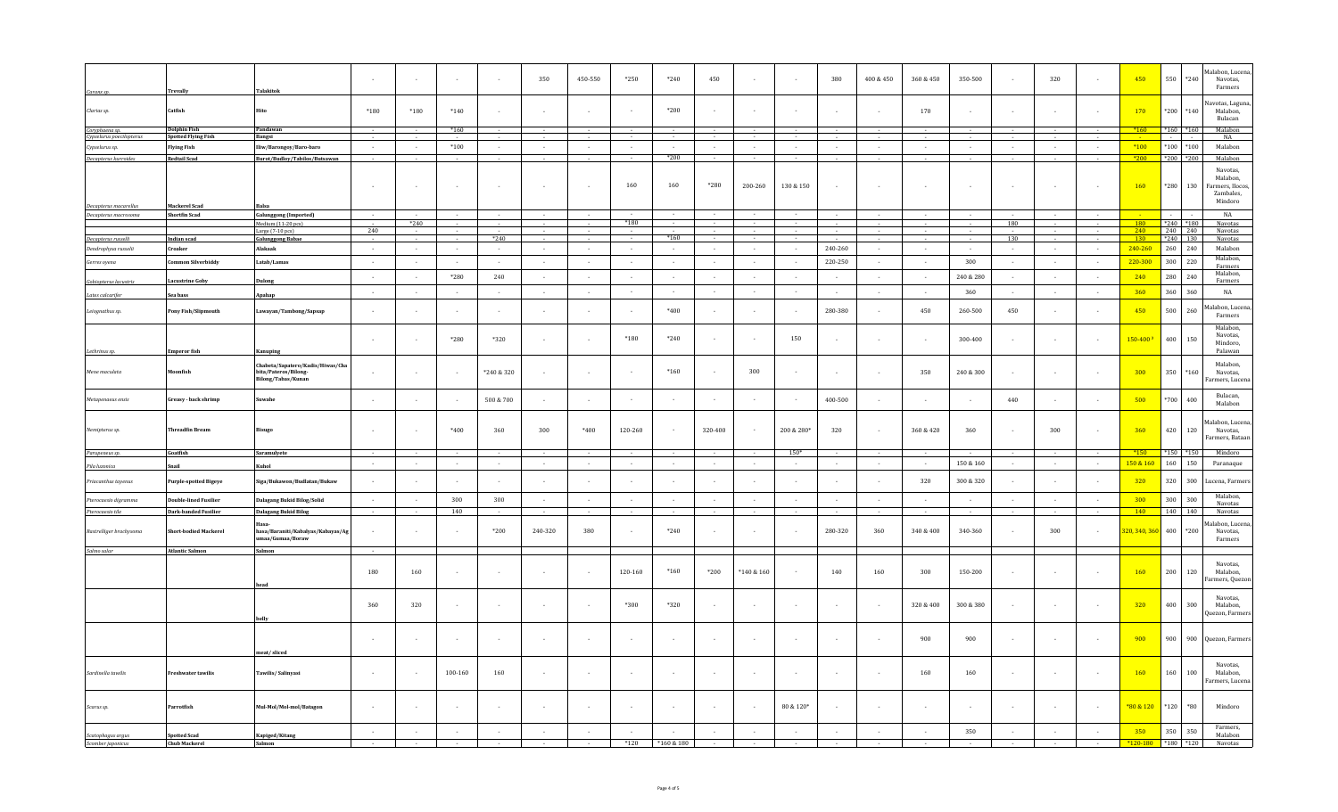| | | | | | | | | | | | | | | | | | | | | | | | | |
|---|---|---|---|---|---|---|---|---|---|---|---|---|---|---|---|---|---|---|---|---|---|---|---|---|
| *Caranx sp.* | Trevally | Talakitok | - | - | - | - | 350 | 450-550 | *250 | *240 | 450 | - | - | 380 | 400 & 450 | 360 & 450 | 350-500 | - | 320 | - | 450 | 550 | *240 | Malabon, Lucena, Navotas, Farmers |
| *Clarias sp.* | Catfish | Hito | *180 | *180 | *140 | - | - | - | - | *200 | - | - | - | - | - | 170 | - | - | - | - | 170 | *200 | *140 | Navotas, Laguna, Malabon, Bulacan |
| *Coryphaena sp.* | Dolphin Fish | Pandawan | - | - | *160 | - | - | - | - | - | - | - | - | - | - | - | - | - | - | - | *160 | *160 | *160 | Malabon |
| *Cypselurus poecilopterus* | Spotted Flying Fish | Bangsi | - | - | - | - | - | - | - | - | - | - | - | - | - | - | - | - | - | - | - | - | - | NA |
| *Cypselurus sp.* | Flying Fish | Iliw/Barongoy/Baro-baro | - | - | *100 | - | - | - | - | - | - | - | - | - | - | - | - | - | - | - | *100 | *100 | *100 | Malabon |
| *Decapterus kurroides* | Redtail Scad | Burot/Budloy/Tabilos/Butsawan | - | - | - | - | - | - | - | *200 | - | - | - | - | - | - | - | - | - | - | *200 | *200 | *200 | Malabon |
| *Decapterus macarellus* | Mackerel Scad | Balsa | - | - | - | - | - | - | 160 | 160 | *280 | 200-260 | 130 & 150 | - | - | - | - | - | - | - | 160 | *280 | 130 | Navotas, Malabon, Farmers, Ilocos, Zambales, Mindoro |
| *Decapterus macrosoma* | Shortfin Scad | Galunggong (Imported) | - | - | - | - | - | - | - | - | - | - | - | - | - | - | - | - | - | - | - | - | - | NA |
| | | Medium (11-20 pcs) | - | *240 | - | - | - | - | *180 | - | - | - | - | - | - | - | - | 180 | - | - | 180 | *240 | *180 | Navotas |
| | | Large (7-10 pcs) | 240 | - | - | - | - | - | - | - | - | - | - | - | - | - | - | - | - | - | 240 | 240 | 240 | Navotas |
| *Decapterus russelli* | Indian scad | Galunggong Babae | - | - | - | *240 | - | - | - | *160 | - | - | - | - | - | - | - | 130 | - | - | 130 | *240 | 130 | Navotas |
| *Dendrophysa russelli* | Croaker | Alakaak | - | - | - | - | - | - | - | - | - | - | - | 240-260 | - | - | - | - | - | - | 240-260 | 260 | 240 | Malabon |
| *Gerres oyena* | Common Silverbiddy | Latab/Lamas | - | - | - | - | - | - | - | - | - | - | - | 220-250 | - | - | 300 | - | - | - | 220-300 | 300 | 220 | Malabon, Farmers |
| *Gobiopterus lacustris* | Lacustrine Goby | Dulong | - | - | *280 | 240 | - | - | - | - | - | - | - | - | - | - | 240 & 280 | - | - | - | 240 | 280 | 240 | Malabon, Farmers |
| *Lates calcarifer* | Sea bass | Apahap | - | - | - | - | - | - | - | - | - | - | - | - | - | - | 360 | - | - | - | 360 | 360 | 360 | NA |
| *Leiognathus sp.* | Pony Fish/Slipmouth | Lawayan/Tambong/Sapsap | - | - | - | - | - | - | - | *400 | - | - | - | 280-380 | - | 450 | 260-500 | 450 | - | - | 450 | 500 | 260 | Malabon, Lucena, Navotas, Farmers |
| *Lethrinus sp.* | Emperor fish | Kanuping | - | - | *280 | *320 | - | - | *180 | *240 | - | - | 150 | - | - | - | 300-400 | - | - | - | 150-400[a] | 400 | 150 | Malabon, Navotas, Mindoro, Palawan |
| *Mene maculata* | Moonfish | Chabeta/Sapatero/Kadis/Hiwas/Chabita/Pateros/Bilong-Bilong/Tabas/Kunan | - | - | - | *240 & 320 | - | - | - | *160 | - | 300 | - | - | - | 350 | 240 & 300 | - | - | - | 300 | 350 | *160 | Malabon, Navotas, Farmers, Lucena |
| *Metapenaeus ensis* | Greasy - back shrimp | Suwahe | - | - | - | 500 & 700 | - | - | - | - | - | - | - | 400-500 | - | - | - | 440 | - | - | 500 | *700 | 400 | Bulacan, Malabon |
| *Nemipterus sp.* | Threadfin Bream | Bisugo | - | - | *400 | 360 | 300 | *400 | 120-260 | - | 320-400 | - | 200 & 280* | 320 | - | 360 & 420 | 360 | - | 300 | - | 360 | 420 | 120 | Malabon, Lucena, Navotas, Farmers, Bataan |
| *Parupeneus sp.* | Goatfish | Saramulyete | - | - | - | - | - | - | - | - | - | - | 150* | - | - | - | - | - | - | - | *150 | *150 | *150 | Mindoro |
| *Pila luzonica* | Snail | Kuhol | - | - | - | - | - | - | - | - | - | - | - | - | - | - | 150 & 160 | - | - | - | 150 & 160 | 160 | 150 | Paranaque |
| *Priacanthus tayenus* | Purple-spotted Bigeye | Siga/Bukawen/Budlatan/Bukaw | - | - | - | - | - | - | - | - | - | - | - | - | - | 320 | 300 & 320 | - | - | - | 320 | 320 | 300 | Lucena, Farmers |
| *Pterocaesio digramma* | Double-lined Fusilier | Dalagang Bukid Bilog/Solid | - | - | 300 | 300 | - | - | - | - | - | - | - | - | - | - | - | - | - | - | 300 | 300 | 300 | Malabon, Navotas |
| *Pterocaesio tile* | Dark-banded Fusilier | Dalagang Bukid Bilog | - | - | 140 | - | - | - | - | - | - | - | - | - | - | - | - | - | - | - | 140 | 140 | 140 | Navotas |
| *Rastrelliger brachysoma* | Short-bodied Mackerel | Hasa-hasa/Baranti/Kabalyas/Kabayas/Agumaa/Gumaa/Boraw | - | - | - | *200 | 240-320 | 380 | - | *240 | - | - | - | 280-320 | 360 | 340 & 400 | 340-360 | - | 300 | - | 320, 340, 360 | 400 | *200 | Malabon, Lucena, Navotas, Farmers |
| *Salmo salar* | Atlantic Salmon | Salmon | - | | | | | | | | | | | | | | | | | | | | | |
| | | head | 180 | 160 | - | - | - | - | 120-160 | *160 | *200 | *140 & 160 | - | 140 | 160 | 300 | 150-200 | - | - | - | 160 | 200 | 120 | Navotas, Malabon, Farmers, Quezon |
| | | belly | 360 | 320 | - | - | - | - | *300 | *320 | - | - | - | - | - | 320 & 400 | 300 & 380 | - | - | - | 320 | 400 | 300 | Navotas, Malabon, Quezon, Farmers |
| | | meat/ sliced | - | - | - | - | - | - | - | - | - | - | - | - | - | 900 | 900 | - | - | - | 900 | 900 | 900 | Quezon, Farmers |
| *Sardinella tawilis* | Freshwater tawilis | Tawilis/ Salinyasi | - | - | 100-160 | 160 | - | - | - | - | - | - | - | - | - | 160 | 160 | - | - | - | 160 | 160 | 100 | Navotas, Malabon, Farmers, Lucena |
| *Scarus sp.* | Parrotfish | Mul-Mol/Mol-mol/Batagon | - | - | - | - | - | - | - | - | - | - | 80 & 120* | - | - | - | - | - | - | - | *80 & 120 | *120 | *80 | Mindoro |
| *Scatophagus argus* | Spotted Scad | Kapiged/Kitang | - | - | - | - | - | - | - | - | - | - | - | - | - | - | 350 | - | - | - | 350 | 350 | 350 | Farmers, Malabon |
| *Scomber japonicus* | Chub Mackerel | Salmon | - | - | - | - | - | - | *120 | *160 & 180 | - | - | - | - | - | - | - | - | - | - | *120-180 | *180 | *120 | Navotas |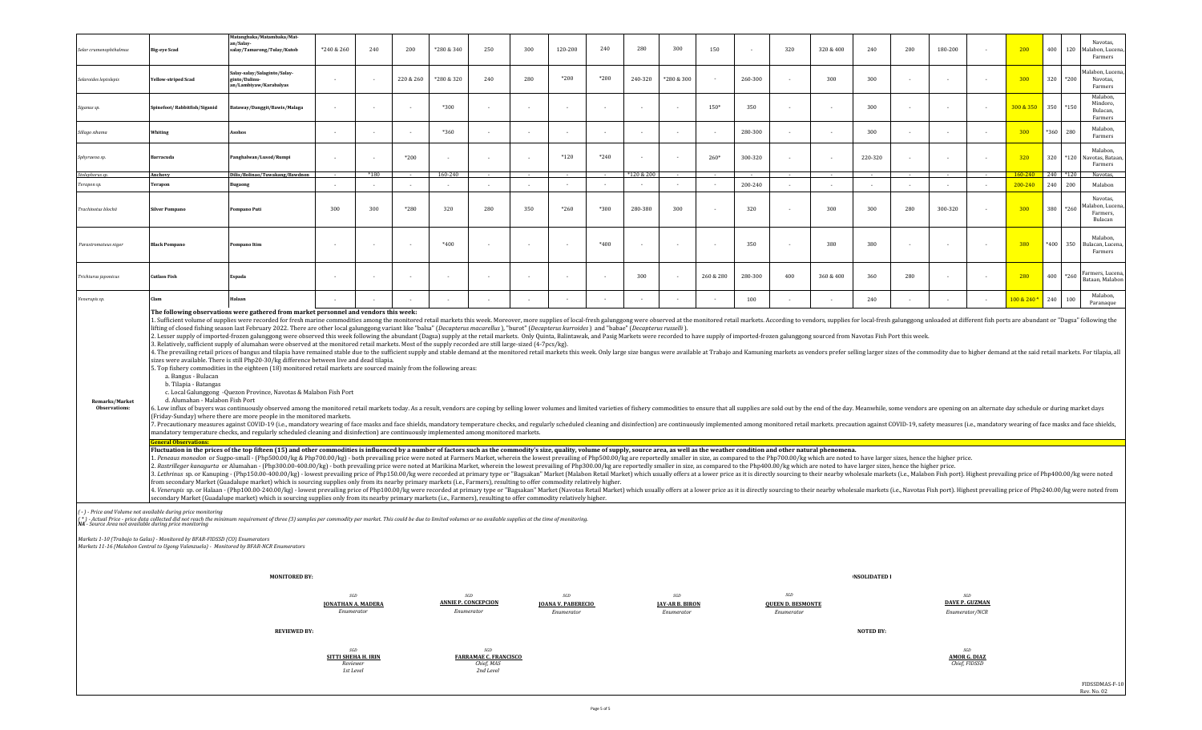| | | | | | | | | | | | | | | | | | | | | | | | | |
|---|---|---|---|---|---|---|---|---|---|---|---|---|---|---|---|---|---|---|---|---|---|---|---|---|
| *Selar crumenophthalmus* | **Big-eye Scad** | **Matangbaka/Matambaka/Mat-an/Salay-salay/Tamarong/Tulay/Kutob** | *240 & 260 | 240 | 200 | *280 & 340 | 250 | 300 | 120-200 | 240 | 280 | 300 | 150 | - | 320 | 320 & 400 | 240 | 200 | 180-200 | - | 200 | 400 | 120 | Navotas, Malabon, Lucena, Farmers |
| *Selaroides leptolepis* | **Yellow-striped Scad** | **Salay-salay/Salaginto/Salay-ginto/Dalinu-an/Lambiyaw/Karabalyas** | - | - | 220 & 260 | *280 & 320 | 240 | 280 | *200 | *200 | 240-320 | *280 & 300 | - | 260-300 | - | 300 | 300 | - | - | - | 300 | 320 | *200 | Malabon, Lucena, Navotas, Farmers |
| *Siganus sp.* | **Spinefoot/ Rabbitfish/Siganid** | **Bataway/Danggit/Bawis/Malaga** | - | - | - | *300 | - | - | - | - | - | - | 150* | 350 | - | - | 300 | - | - | - | 300 & 350 | 350 | *150 | Malabon, Mindoro, Bulacan, Farmers |
| *Sillago sihama* | **Whiting** | **Asohos** | - | - | - | *360 | - | - | - | - | - | - | - | 280-300 | - | - | 300 | - | - | - | 300 | *360 | 280 | Malabon, Farmers |
| *Sphyraena sp.* | **Barracuda** | **Panghalwan/Lusod/Rumpi** | - | - | *200 | - | - | - | *120 | *240 | - | - | 260* | 300-320 | - | - | 220-320 | - | - | - | 320 | 320 | *120 | Malabon, Navotas, Bataan, Farmers |
| *Stolephorus sp.* | **Anchovy** | **Dilis/Bolinao/Tuwakang/Bawdnon** | - | *180 | - | 160-240 | - | - | - | - | *120 & 200 | - | - | - | - | - | - | - | - | - | 160-240 | 240 | *120 | Navotas, |
| *Terapon sp.* | **Terapon** | **Bugaong** | - | - | - | - | - | - | - | - | - | - | - | 200-240 | - | - | - | - | - | - | 200-240 | 240 | 200 | Malabon |
| *Trachinotus blochii* | **Silver Pompano** | **Pompano Puti** | 300 | 300 | *280 | 320 | 280 | 350 | *260 | *300 | 280-380 | 300 | - | 320 | - | 300 | 300 | 280 | 300-320 | - | 300 | 380 | *260 | Navotas, Malabon, Lucena, Farmers, Bulacan |
| *Parastromateus niger* | **Black Pompano** | **Pompano Itim** | - | - | - | *400 | - | - | - | *400 | - | - | - | 350 | - | 380 | 380 | - | - | - | 380 | *400 | 350 | Malabon, Bulacan, Lucena, Farmers |
| *Trichiurus japonicus* | **Cutlass Fish** | **Espada** | - | - | - | - | - | - | - | - | 300 | - | 260 & 280 | 280-300 | 400 | 360 & 400 | 360 | 280 | - | - | 280 | 400 | *260 | Farmers, Lucena, Bataan, Malabon |
| *Venerupis sp.* | **Clam** | **Halaan** | - | - | - | - | - | - | - | - | - | - | - | 100 | - | - | 240 | - | - | - | 100 & 240 * | 240 | 100 | Malabon, Paranaque |

**Remarks/Market Observations:**

**The following observations were gathered from market personnel and vendors this week:**

1. Sufficient volume of supplies were recorded for fresh marine commodities among the monitored retail markets this week. Moreover, more supplies of local-fresh galunggong were observed at the monitored retail markets. According to vendors, supplies for local-fresh galunggong unloaded at different fish ports are abundant or "Dagsa" following the lifting of closed fishing season last February 2022. There are other local galunggong variant like "balsa" (*Decapterus macarellus* ), "burot" (*Decapterus kurroides* ) and "babae" (*Decapterus russelli* ).
2. Lesser supply of imported-frozen galunggong were observed this week following the abundant (Dagsa) supply at the retail markets. Only Quinta, Balintawak, and Pasig Markets were recorded to have supply of imported-frozen galunggong sourced from Navotas Fish Port this week.
3. Relatively, sufficient supply of alumahan were observed at the monitored retail markets. Most of the supply recorded are still large-sized (4-7pcs/kg).
4. The prevailing retail prices of bangus and tilapia have remained stable due to the sufficient supply and stable demand at the monitored retail markets this week. Only large size bangus were available at Trabajo and Kamuning markets as vendors prefer selling larger sizes of the commodity due to higher demand at the said retail markets. For tilapia, all sizes were available. There is still Php20-30/kg difference between live and dead tilapia.
5. Top fishery commodities in the eighteen (18) monitored retail markets are sourced mainly from the following areas:
   a. Bangus - Bulacan
   b. Tilapia - Batangas
   c. Local Galunggong -Quezon Province, Navotas & Malabon Fish Port
   d. Alumahan - Malabon Fish Port
6. Low influx of buyers was continuously observed among the monitored retail markets today. As a result, vendors are coping by selling lower volumes and limited varieties of fishery commodities to ensure that all supplies are sold out by the end of the day. Meanwhile, some vendors are opening on an alternate day schedule or during market days (Friday-Sunday) where there are more people in the monitored markets.
7. Precautionary measures against COVID-19 (i.e., mandatory wearing of face masks and face shields, mandatory temperature checks, and regularly scheduled cleaning and disinfection) are continuously implemented among monitored retail markets. precaution against COVID-19, safety measures (i.e., mandatory wearing of face masks and face shields, mandatory temperature checks, and regularly scheduled cleaning and disinfection) are continuously implemented among monitored markets.

**General Observations:**

**Fluctuation in the prices of the top fifteen (15) and other commodities is influenced by a number of factors such as the commodity's size, quality, volume of supply, source area, as well as the weather condition and other natural phenomena.**

1. *Peneaus monodon* or Sugpo-small - (Php500.00/kg & Php700.00/kg) - both prevailing price were noted at Farmers Market, wherein the lowest prevailing of Php500.00/kg are reportedly smaller in size, as compared to the Php700.00/kg which are noted to have larger sizes, hence the higher price.
2. *Rastrilleger kanagurta* or Alumahan - (Php300.00-400.00/kg) - both prevailing price were noted at Marikina Market, wherein the lowest prevailing of Php300.00/kg are reportedly smaller in size, as compared to the Php400.00/kg which are noted to have larger sizes, hence the higher price.
3. *Lethrinus* sp. or Kanuping - (Php150.00-400.00/kg) - lowest prevailing price of Php150.00/kg were recorded at primary type or "Bagsakan" Market (Malabon Retail Market) which usually offers at a lower price as it is directly sourcing to their nearby wholesale markets (i.e., Malabon Fish port). Highest prevailing price of Php400.00/kg were noted from secondary Market (Guadalupe market) which is sourcing supplies only from its nearby primary markets (i.e., Farmers), resulting to offer commodity relatively higher.
4. *Venerupis* sp. or Halaan - (Php100.00-240.00/kg) - lowest prevailing price of Php100.00/kg were recorded at primary type or "Bagsakan" Market (Navotas Retail Market) which usually offers at a lower price as it is directly sourcing to their nearby wholesale markets (i.e., Navotas Fish port). Highest prevailing price of Php240.00/kg were noted from secondary Market (Guadalupe market) which is sourcing supplies only from its nearby primary markets (i.e., Farmers), resulting to offer commodity relatively higher.

*( - ) - Price and Volume not available during price monitoring*
*( * ) - Actual Price - price data collected did not reach the minimum requirement of three (3) samples per commodity per market. This could be due to limited volumes or no available supplies at the time of monitoring.*
***NA** - Source Area not available during price monitoring*

*Markets 1-10 (Trabajo to Galas) - Monitored by BFAR-FIDSSD (CO) Enumerators*
*Markets 11-16 (Malabon Central to Ugong Valenzuela) - Monitored by BFAR-NCR Enumerators*

**MONITORED BY:** | **CONSOLIDATED BY:**

*SGD* **JONATHAN A. MADERA** *Enumerator*

*SGD* **ANNIE P. CONCEPCION** *Enumerator*

*SGD* **JOANA V. PABERECIO** *Enumerator*

*SGD* **JAY-AR B. BIRON** *Enumerator*

*SGD* **QUEEN D. BESMONTE** *Enumerator*

*SGD* **DAVE P. GUZMAN** *Enumerator/NCR*

**REVIEWED BY:** | **NOTED BY:**

*SGD* **SITTI SHEHA H. IRIN** *Reviewer* *1st Level*

*SGD* **FARRAMAE C. FRANCISCO** *Chief, MAS* *2nd Level*

*SGD* **AMOR G. DIAZ** *Chief, FIDSSD*

FIDSSDMAS-F-10
Rev. No. 02